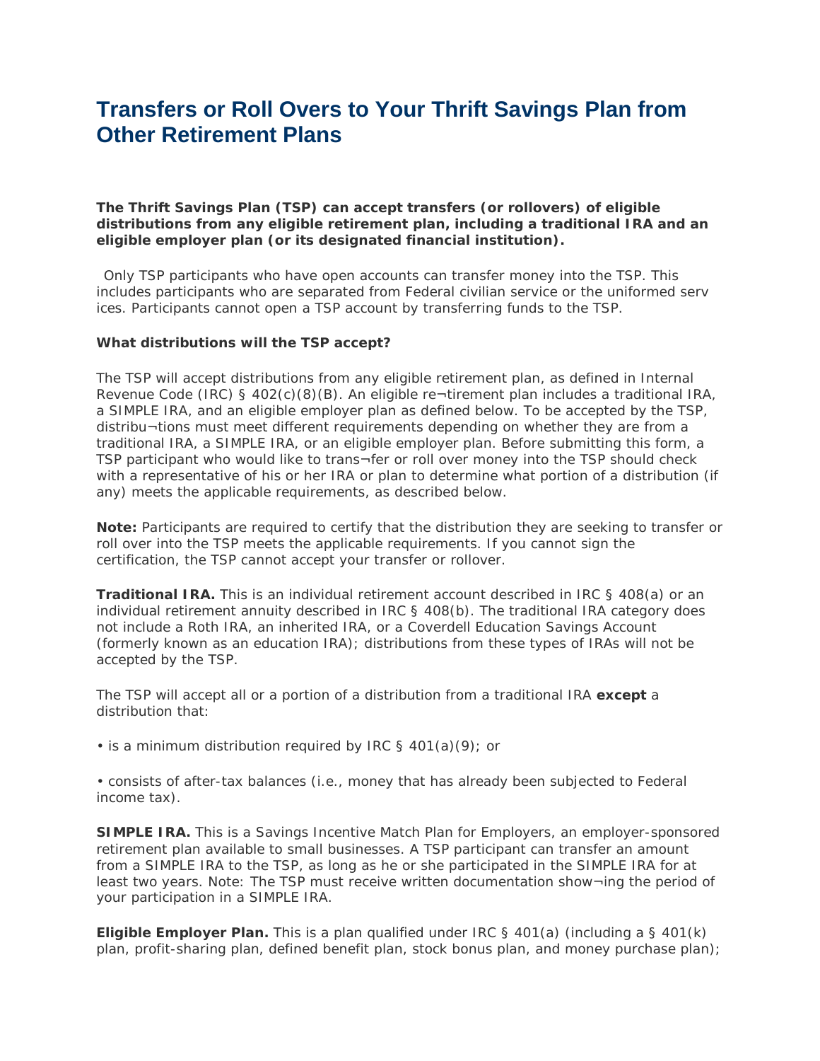# Transfers or Roll Overs to Your Thrift Savings Plan from Other Retirement Plans

**The Thrift Savings Plan (TSP) can accept transfers (or rollovers) of eligible distributions from any eligible retirement plan, including a traditional IRA and an eligible employer plan (or its designated financial institution).**

Only TSP participants who have open accounts can transfer money into the TSP. This includes participants who are separated from Federal civilian service or the uniformed serv ices. Participants cannot open a TSP account by transferring funds to the TSP.

**What distributions will the TSP accept?**

The TSP will accept distributions from any eligible retirement plan, as defined in Internal Revenue Code (IRC) § 402(c)(8)(B). An eligible re¬tirement plan includes a traditional IRA, a SIMPLE IRA, and an eligible employer plan as defined below. To be accepted by the TSP, distribu¬tions must meet different requirements depending on whether they are from a traditional IRA, a SIMPLE IRA, or an eligible employer plan. Before submitting this form, a TSP participant who would like to trans¬fer or roll over money into the TSP should check with a representative of his or her IRA or plan to determine what portion of a distribution (if any) meets the applicable requirements, as described below.

**Note:** Participants are required to certify that the distribution they are seeking to transfer or roll over into the TSP meets the applicable requirements. If you cannot sign the certification, the TSP cannot accept your transfer or rollover.

**Traditional IRA.** This is an individual retirement account described in IRC § 408(a) or an individual retirement annuity described in IRC § 408(b). The traditional IRA category does not include a Roth IRA, an inherited IRA, or a Coverdell Education Savings Account (formerly known as an education IRA); distributions from these types of IRAs will not be accepted by the TSP.

The TSP will accept all or a portion of a distribution from a traditional IRA **except** a distribution that:

• is a minimum distribution required by IRC § 401(a)(9); or

• consists of after-tax balances (i.e., money that has already been subjected to Federal income tax).

**SIMPLE IRA.** This is a Savings Incentive Match Plan for Employers, an employer-sponsored retirement plan available to small businesses. A TSP participant can transfer an amount from a SIMPLE IRA to the TSP, as long as he or she participated in the SIMPLE IRA for at least two years. Note: The TSP must receive written documentation show¬ing the period of your participation in a SIMPLE IRA.

**Eligible Employer Plan.** This is a plan qualified under IRC § 401(a) (including a § 401(k) plan, profit-sharing plan, defined benefit plan, stock bonus plan, and money purchase plan);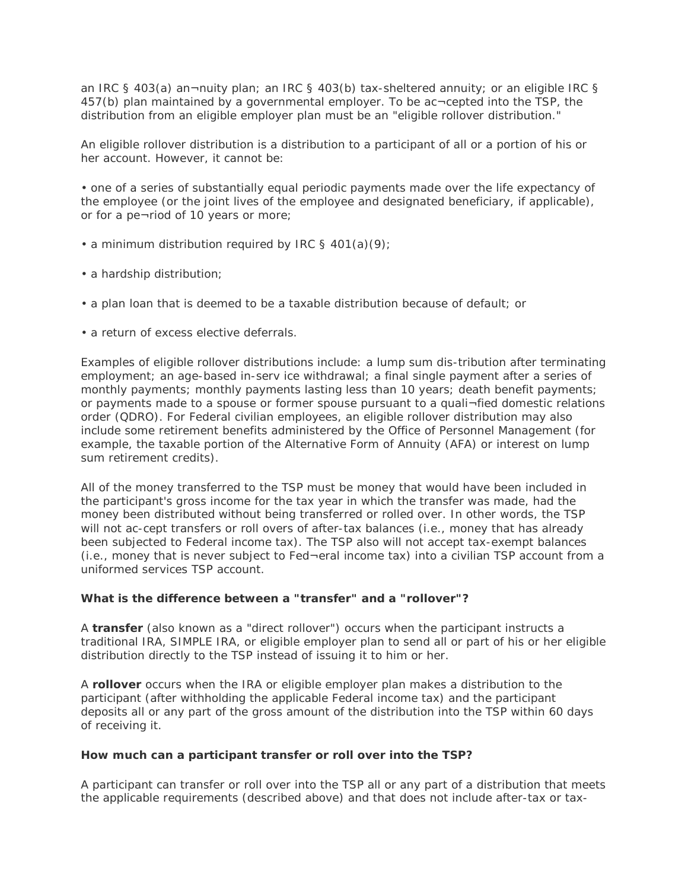an IRC § 403(a) an¬nuity plan; an IRC § 403(b) tax-sheltered annuity; or an eligible IRC § 457(b) plan maintained by a governmental employer. To be ac¬cepted into the TSP, the distribution from an eligible employer plan must be an "eligible rollover distribution."

An eligible rollover distribution is a distribution to a participant of all or a portion of his or her account. However, it cannot be:

• one of a series of substantially equal periodic payments made over the life expectancy of the employee (or the joint lives of the employee and designated beneficiary, if applicable), or for a pe¬riod of 10 years or more;

• a minimum distribution required by IRC § 401(a)(9);

• a hardship distribution;

• a plan loan that is deemed to be a taxable distribution because of default; or

• a return of excess elective deferrals.

Examples of eligible rollover distributions include: a lump sum dis-tribution after terminating employment; an age-based in-serv ice withdrawal; a final single payment after a series of monthly payments; monthly payments lasting less than 10 years; death benefit payments; or payments made to a spouse or former spouse pursuant to a quali¬fied domestic relations order (QDRO). For Federal civilian employees, an eligible rollover distribution may also include some retirement benefits administered by the Office of Personnel Management (for example, the taxable portion of the Alternative Form of Annuity (AFA) or interest on lump sum retirement credits).

All of the money transferred to the TSP must be money that would have been included in the participant's gross income for the tax year in which the transfer was made, had the money been distributed without being transferred or rolled over. In other words, the TSP will not ac-cept transfers or roll overs of after-tax balances (i.e., money that has already been subjected to Federal income tax). The TSP also will not accept tax-exempt balances (i.e., money that is never subject to Fed¬eral income tax) into a civilian TSP account from a uniformed services TSP account.

**What is the difference between a "transfer" and a "rollover"?**

A **transfer** (also known as a "direct rollover") occurs when the participant instructs a traditional IRA, SIMPLE IRA, or eligible employer plan to send all or part of his or her eligible distribution directly to the TSP instead of issuing it to him or her.

A **rollover** occurs when the IRA or eligible employer plan makes a distribution to the participant (after withholding the applicable Federal income tax) and the participant deposits all or any part of the gross amount of the distribution into the TSP within 60 days of receiving it.

**How much can a participant transfer or roll over into the TSP?**

A participant can transfer or roll over into the TSP all or any part of a distribution that meets the applicable requirements (described above) and that does not include after-tax or tax-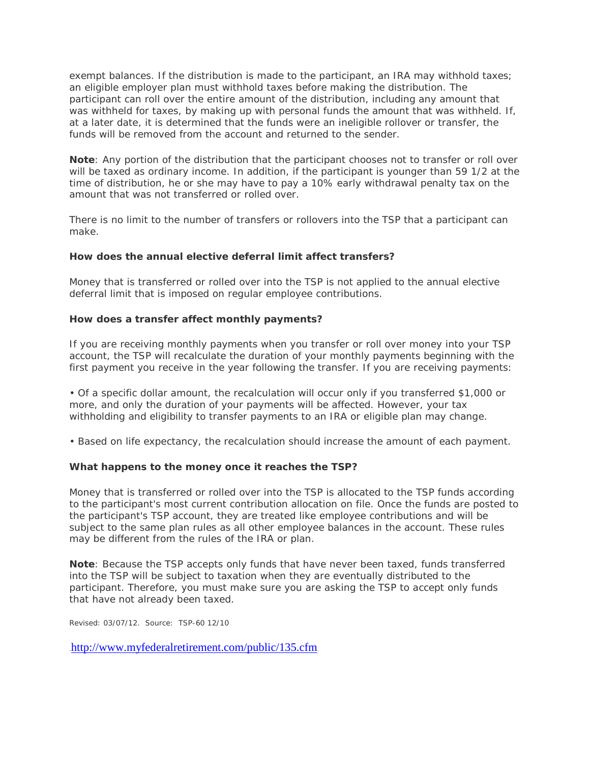exempt balances. If the distribution is made to the participant, an IRA may withhold taxes; an eligible employer plan must withhold taxes before making the distribution. The participant can roll over the entire amount of the distribution, including any amount that was withheld for taxes, by making up with personal funds the amount that was withheld. If, at a later date, it is determined that the funds were an ineligible rollover or transfer, the funds will be removed from the account and returned to the sender.

**Note**: Any portion of the distribution that the participant chooses not to transfer or roll over will be taxed as ordinary income. In addition, if the participant is younger than 59 1/2 at the time of distribution, he or she may have to pay a 10% early withdrawal penalty tax on the amount that was not transferred or rolled over.

There is no limit to the number of transfers or rollovers into the TSP that a participant can make.

**How does the annual elective deferral limit affect transfers?**

Money that is transferred or rolled over into the TSP is not applied to the annual elective deferral limit that is imposed on regular employee contributions.

**How does a transfer affect monthly payments?**

If you are receiving monthly payments when you transfer or roll over money into your TSP account, the TSP will recalculate the duration of your monthly payments beginning with the first payment you receive in the year following the transfer. If you are receiving payments:

• Of a specific dollar amount, the recalculation will occur only if you transferred $1,000 or more, and only the duration of your payments will be affected. However, your tax withholding and eligibility to transfer payments to an IRA or eligible plan may change.

• Based on life expectancy, the recalculation should increase the amount of each payment.

**What happens to the money once it reaches the TSP?**

Money that is transferred or rolled over into the TSP is allocated to the TSP funds according to the participant's most current contribution allocation on file. Once the funds are posted to the participant's TSP account, they are treated like employee contributions and will be subject to the same plan rules as all other employee balances in the account. These rules may be different from the rules of the IRA or plan.

**Note**: Because the TSP accepts only funds that have never been taxed, funds transferred into the TSP will be subject to taxation when they are eventually distributed to the participant. Therefore, you must make sure you are asking the TSP to accept only funds that have not already been taxed.

Revised: 03/07/12. Source: TSP-60 12/10

http://www.myfederalretirement.com/public/135.cfm